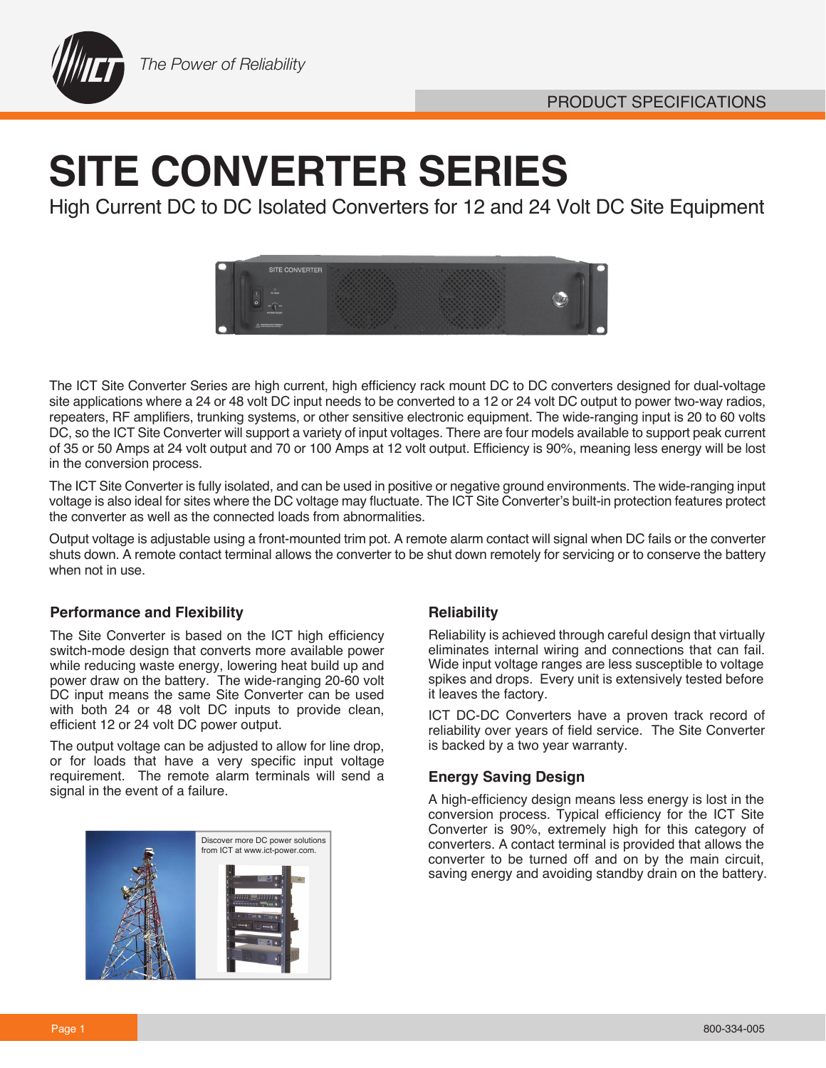# SITE CONVERTER SERIES

High Current DC to DC Isolated Converters for 12 and 24 Volt DC Site Equipment

The ICT Site Converter Series are high current, high efficiency rack mount DC to DC converters designed for dual-voltage site applications where a 24 or 48 volt DC input needs to be converted to a 12 or 24 volt DC output to power two-way radios, repeaters, RF amplifiers, trunking systems, or other sensitive electronic equipment. The wide-ranging input is 20 to 60 volts DC, so the ICT Site Converter will support a variety of input voltages. There are four models available to support peak current of 35 or 50 Amps at 24 volt output and 70 or 100 Amps at 12 volt output. Efficiency is 90%, meaning less energy will be lost in the conversion process.

The ICT Site Converter is fully isolated, and can be used in positive or negative ground environments. The wide-ranging input voltage is also ideal for sites where the DC voltage may fluctuate. The ICT Site Converter's built-in protection features protect the converter as well as the connected loads from abnormalities.

Output voltage is adjustable using a front-mounted trim pot. A remote alarm contact will signal when DC fails or the converter shuts down. A remote contact terminal allows the converter to be shut down remotely for servicing or to conserve the battery when not in use.

### Performance and Flexibility

The Site Converter is based on the ICT high efficiency switch-mode design that converts more available power while reducing waste energy, lowering heat build up and power draw on the battery. The wide-ranging 20-60 volt DC input means the same Site Converter can be used with both 24 or 48 volt DC inputs to provide clean, efficient 12 or 24 volt DC power output.

The output voltage can be adjusted to allow for line drop, or for loads that have a very specific input voltage requirement. The remote alarm terminals will send a signal in the event of a failure.

Discover more DC power solutions from ICT at www.ict-power.com.

### Reliability

Reliability is achieved through careful design that virtually eliminates internal wiring and connections that can fail. Wide input voltage ranges are less susceptible to voltage spikes and drops. Every unit is extensively tested before it leaves the factory.

ICT DC-DC Converters have a proven track record of reliability over years of field service. The Site Converter is backed by a two year warranty.

### Energy Saving Design

A high-efficiency design means less energy is lost in the conversion process. Typical efficiency for the ICT Site Converter is 90%, extremely high for this category of converters. A contact terminal is provided that allows the converter to be turned off and on by the main circuit, saving energy and avoiding standby drain on the battery.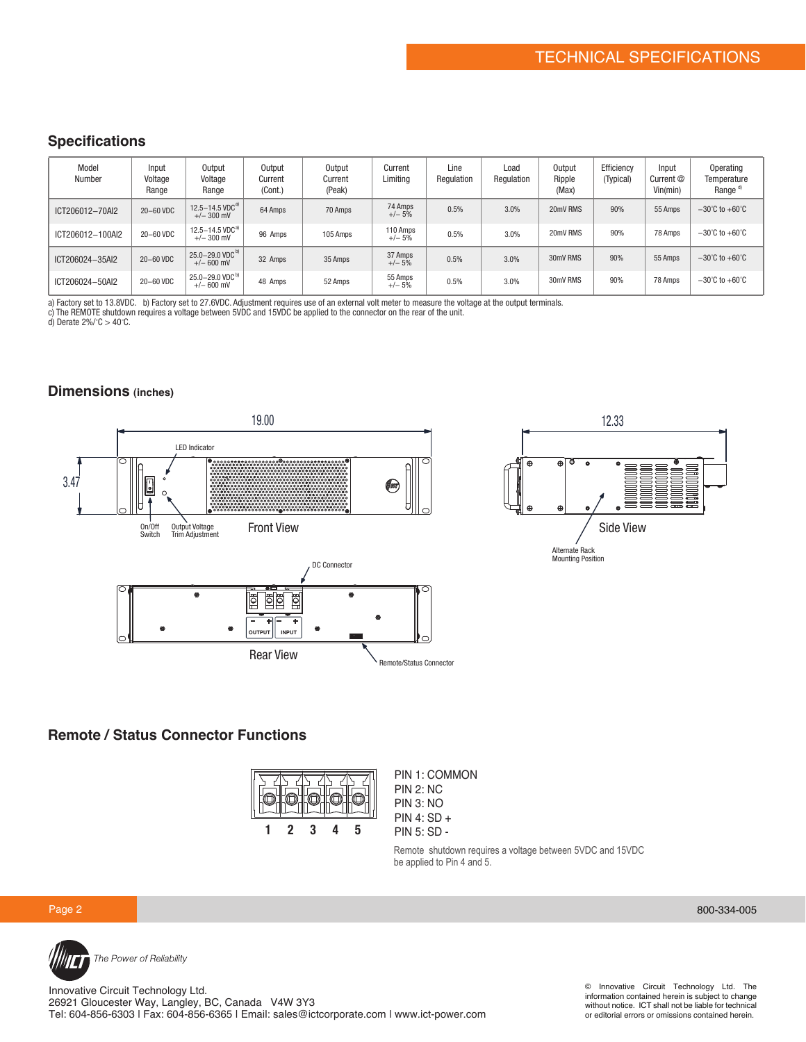## TECHNICAL SPECIFICATIONS

### Specifications

| Model Number | Input Voltage Range | Output Voltage Range | Output Current (Cont.) | Output Current (Peak) | Current Limiting | Line Regulation | Load Regulation | Output Ripple (Max) | Efficiency (Typical) | Input Current @ Vin(min) | Operating Temperature Range [d] |
|---|---|---|---|---|---|---|---|---|---|---|---|
| ICT206012–70AI2 | 20–60 VDC | 12.5–14.5 VDC[a] +/– 300 mV | 64 Amps | 70 Amps | 74 Amps +/– 5% | 0.5% | 3.0% | 20mV RMS | 90% | 55 Amps | –30°C to +60°C |
| ICT206012–100AI2 | 20–60 VDC | 12.5–14.5 VDC[a] +/– 300 mV | 96 Amps | 105 Amps | 110 Amps +/– 5% | 0.5% | 3.0% | 20mV RMS | 90% | 78 Amps | –30°C to +60°C |
| ICT206024–35AI2 | 20–60 VDC | 25.0–29.0 VDC[b] +/– 600 mV | 32 Amps | 35 Amps | 37 Amps +/– 5% | 0.5% | 3.0% | 30mV RMS | 90% | 55 Amps | –30°C to +60°C |
| ICT206024–50AI2 | 20–60 VDC | 25.0–29.0 VDC[b] +/– 600 mV | 48 Amps | 52 Amps | 55 Amps +/– 5% | 0.5% | 3.0% | 30mV RMS | 90% | 78 Amps | –30°C to +60°C |

a) Factory set to 13.8VDC. b) Factory set to 27.6VDC. Adjustment requires use of an external volt meter to measure the voltage at the output terminals.
c) The REMOTE shutdown requires a voltage between 5VDC and 15VDC be applied to the connector on the rear of the unit.
d) Derate 2%/°C > 40°C.

### Dimensions (inches)

19.00
3.47
LED Indicator
On/Off Switch
Output Voltage Trim Adjustment
Front View

12.33
Side View
Alternate Rack Mounting Position

DC Connector
OUTPUT
INPUT
Rear View
Remote/Status Connector

### Remote / Status Connector Functions

1 2 3 4 5

PIN 1: COMMON
PIN 2: NC
PIN 3: NO
PIN 4: SD +
PIN 5: SD -

Remote shutdown requires a voltage between 5VDC and 15VDC be applied to Pin 4 and 5.

800-334-005

*The Power of Reliability*

Innovative Circuit Technology Ltd.
26921 Gloucester Way, Langley, BC, Canada V4W 3Y3
Tel: 604-856-6303 I Fax: 604-856-6365 I Email: sales@ictcorporate.com I www.ict-power.com

© Innovative Circuit Technology Ltd. The information contained herein is subject to change without notice. ICT shall not be liable for technical or editorial errors or omissions contained herein.